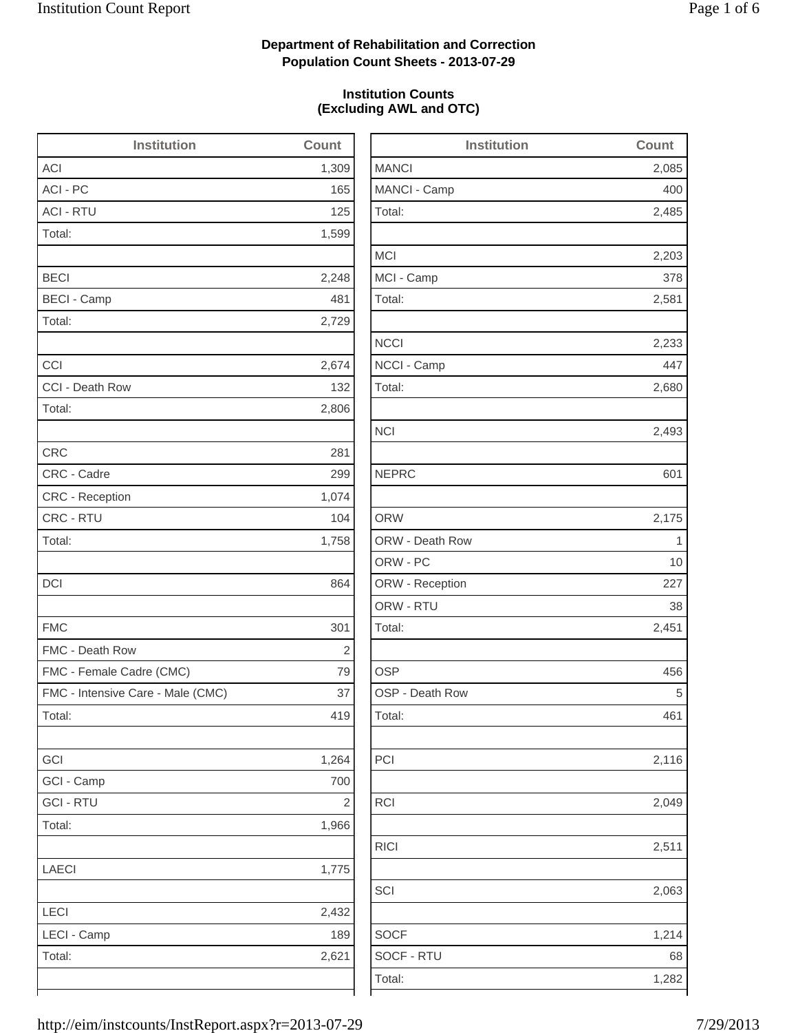**Department of Rehabilitation and Correction**
**Population Count Sheets - 2013-07-29**

**Institution Counts**
**(Excluding AWL and OTC)**

| Institution | Count |
|---|---|
| ACI | 1,309 |
| ACI - PC | 165 |
| ACI - RTU | 125 |
| Total: | 1,599 |
| | |
| BECI | 2,248 |
| BECI - Camp | 481 |
| Total: | 2,729 |
| | |
| CCI | 2,674 |
| CCI - Death Row | 132 |
| Total: | 2,806 |
| | |
| CRC | 281 |
| CRC - Cadre | 299 |
| CRC - Reception | 1,074 |
| CRC - RTU | 104 |
| Total: | 1,758 |
| | |
| DCI | 864 |
| | |
| FMC | 301 |
| FMC - Death Row | 2 |
| FMC - Female Cadre (CMC) | 79 |
| FMC - Intensive Care - Male (CMC) | 37 |
| Total: | 419 |
| | |
| GCI | 1,264 |
| GCI - Camp | 700 |
| GCI - RTU | 2 |
| Total: | 1,966 |
| | |
| LAECI | 1,775 |
| | |
| LECI | 2,432 |
| LECI - Camp | 189 |
| Total: | 2,621 |

| Institution | Count |
|---|---|
| MANCI | 2,085 |
| MANCI - Camp | 400 |
| Total: | 2,485 |
| | |
| MCI | 2,203 |
| MCI - Camp | 378 |
| Total: | 2,581 |
| | |
| NCCI | 2,233 |
| NCCI - Camp | 447 |
| Total: | 2,680 |
| | |
| NCI | 2,493 |
| | |
| NEPRC | 601 |
| | |
| ORW | 2,175 |
| ORW - Death Row | 1 |
| ORW - PC | 10 |
| ORW - Reception | 227 |
| ORW - RTU | 38 |
| Total: | 2,451 |
| | |
| OSP | 456 |
| OSP - Death Row | 5 |
| Total: | 461 |
| | |
| PCI | 2,116 |
| | |
| RCI | 2,049 |
| | |
| RICI | 2,511 |
| | |
| SCI | 2,063 |
| | |
| SOCF | 1,214 |
| SOCF - RTU | 68 |
| Total: | 1,282 |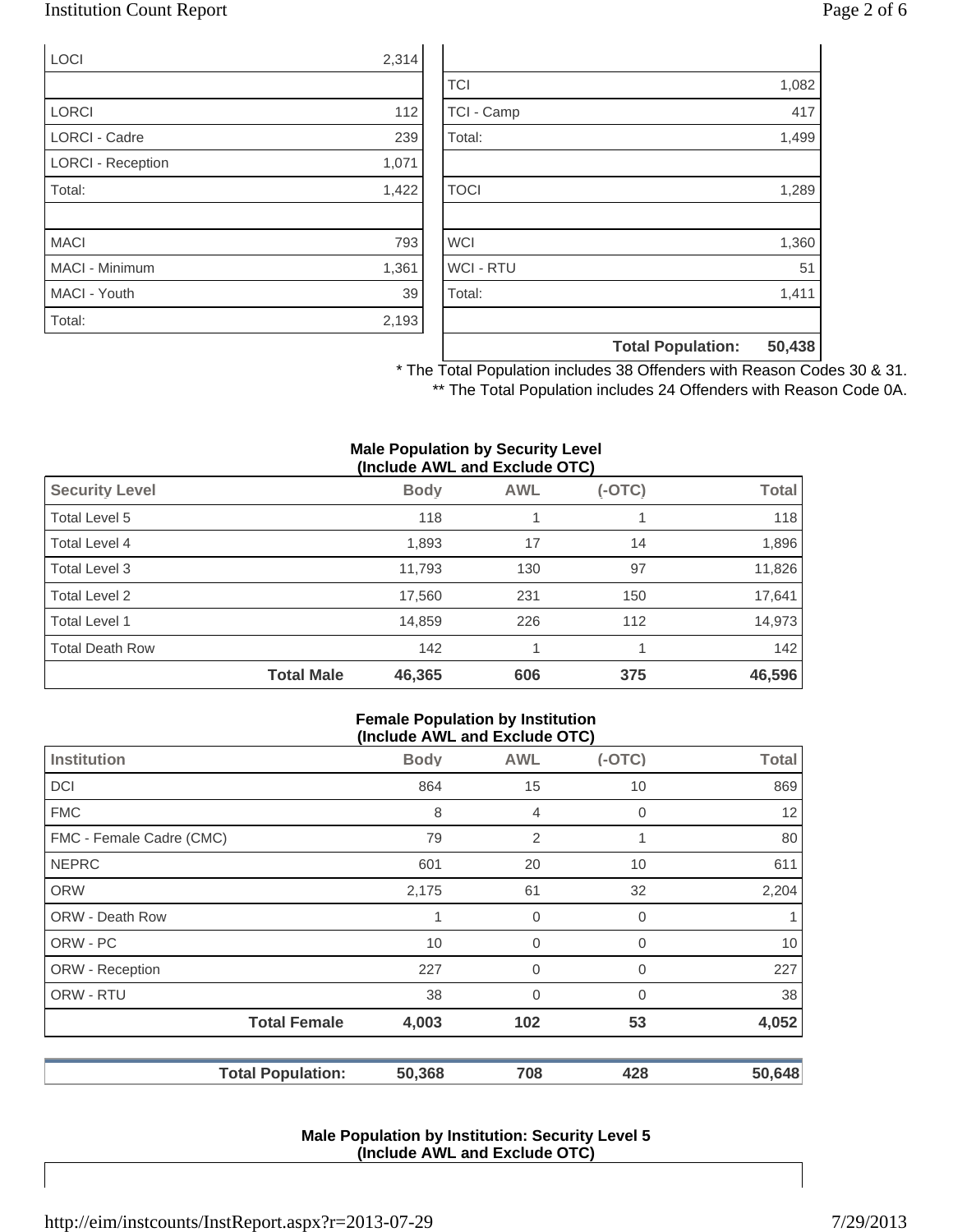| | |
|---|---|
| LOCI | 2,314 |
| | |
| LORCI | 112 |
| LORCI - Cadre | 239 |
| LORCI - Reception | 1,071 |
| Total: | 1,422 |
| | |
| MACI | 793 |
| MACI - Minimum | 1,361 |
| MACI - Youth | 39 |
| Total: | 2,193 |

| | |
|---|---|
| TCI | 1,082 |
| TCI - Camp | 417 |
| Total: | 1,499 |
| | |
| TOCI | 1,289 |
| | |
| WCI | 1,360 |
| WCI - RTU | 51 |
| Total: | 1,411 |
| | |
| **Total Population:** | **50,438** |

* The Total Population includes 38 Offenders with Reason Codes 30 & 31.

** The Total Population includes 24 Offenders with Reason Code 0A.

**Male Population by Security Level (Include AWL and Exclude OTC)**

| Security Level | Body | AWL | (-OTC) | Total |
|---|---|---|---|---|
| Total Level 5 | 118 | 1 | 1 | 118 |
| Total Level 4 | 1,893 | 17 | 14 | 1,896 |
| Total Level 3 | 11,793 | 130 | 97 | 11,826 |
| Total Level 2 | 17,560 | 231 | 150 | 17,641 |
| Total Level 1 | 14,859 | 226 | 112 | 14,973 |
| Total Death Row | 142 | 1 | 1 | 142 |
| **Total Male** | **46,365** | **606** | **375** | **46,596** |

**Female Population by Institution (Include AWL and Exclude OTC)**

| Institution | Body | AWL | (-OTC) | Total |
|---|---|---|---|---|
| DCI | 864 | 15 | 10 | 869 |
| FMC | 8 | 4 | 0 | 12 |
| FMC - Female Cadre (CMC) | 79 | 2 | 1 | 80 |
| NEPRC | 601 | 20 | 10 | 611 |
| ORW | 2,175 | 61 | 32 | 2,204 |
| ORW - Death Row | 1 | 0 | 0 | 1 |
| ORW - PC | 10 | 0 | 0 | 10 |
| ORW - Reception | 227 | 0 | 0 | 227 |
| ORW - RTU | 38 | 0 | 0 | 38 |
| **Total Female** | **4,003** | **102** | **53** | **4,052** |
| **Total Population:** | **50,368** | **708** | **428** | **50,648** |

**Male Population by Institution: Security Level 5 (Include AWL and Exclude OTC)**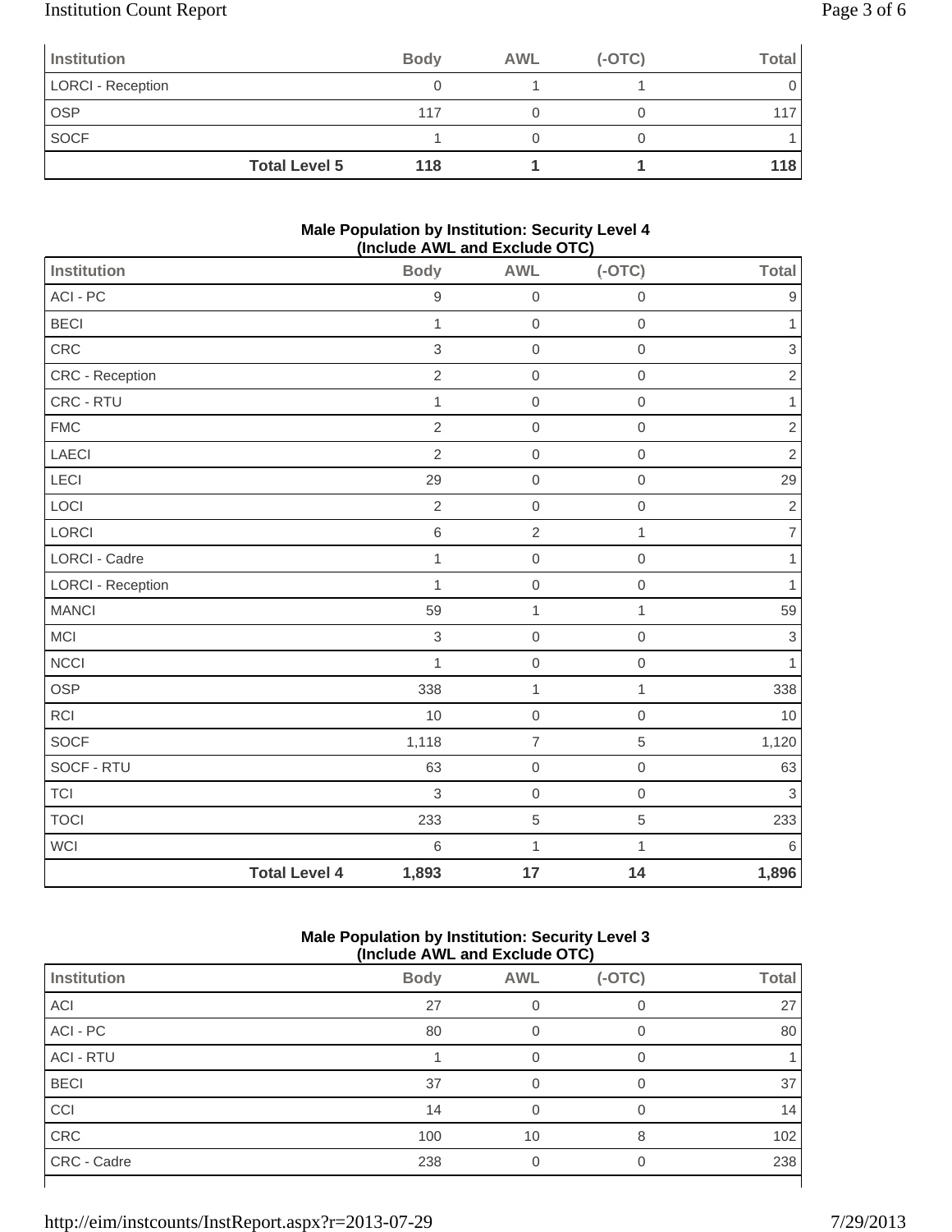| Institution | Body | AWL | (-OTC) | Total |
|---|---|---|---|---|
| LORCI - Reception | 0 | 1 | 1 | 0 |
| OSP | 117 | 0 | 0 | 117 |
| SOCF | 1 | 0 | 0 | 1 |
| **Total Level 5** | **118** | **1** | **1** | **118** |

**Male Population by Institution: Security Level 4 (Include AWL and Exclude OTC)**

| Institution | Body | AWL | (-OTC) | Total |
|---|---|---|---|---|
| ACI - PC | 9 | 0 | 0 | 9 |
| BECI | 1 | 0 | 0 | 1 |
| CRC | 3 | 0 | 0 | 3 |
| CRC - Reception | 2 | 0 | 0 | 2 |
| CRC - RTU | 1 | 0 | 0 | 1 |
| FMC | 2 | 0 | 0 | 2 |
| LAECI | 2 | 0 | 0 | 2 |
| LECI | 29 | 0 | 0 | 29 |
| LOCI | 2 | 0 | 0 | 2 |
| LORCI | 6 | 2 | 1 | 7 |
| LORCI - Cadre | 1 | 0 | 0 | 1 |
| LORCI - Reception | 1 | 0 | 0 | 1 |
| MANCI | 59 | 1 | 1 | 59 |
| MCI | 3 | 0 | 0 | 3 |
| NCCI | 1 | 0 | 0 | 1 |
| OSP | 338 | 1 | 1 | 338 |
| RCI | 10 | 0 | 0 | 10 |
| SOCF | 1,118 | 7 | 5 | 1,120 |
| SOCF - RTU | 63 | 0 | 0 | 63 |
| TCI | 3 | 0 | 0 | 3 |
| TOCI | 233 | 5 | 5 | 233 |
| WCI | 6 | 1 | 1 | 6 |
| **Total Level 4** | **1,893** | **17** | **14** | **1,896** |

**Male Population by Institution: Security Level 3 (Include AWL and Exclude OTC)**

| Institution | Body | AWL | (-OTC) | Total |
|---|---|---|---|---|
| ACI | 27 | 0 | 0 | 27 |
| ACI - PC | 80 | 0 | 0 | 80 |
| ACI - RTU | 1 | 0 | 0 | 1 |
| BECI | 37 | 0 | 0 | 37 |
| CCI | 14 | 0 | 0 | 14 |
| CRC | 100 | 10 | 8 | 102 |
| CRC - Cadre | 238 | 0 | 0 | 238 |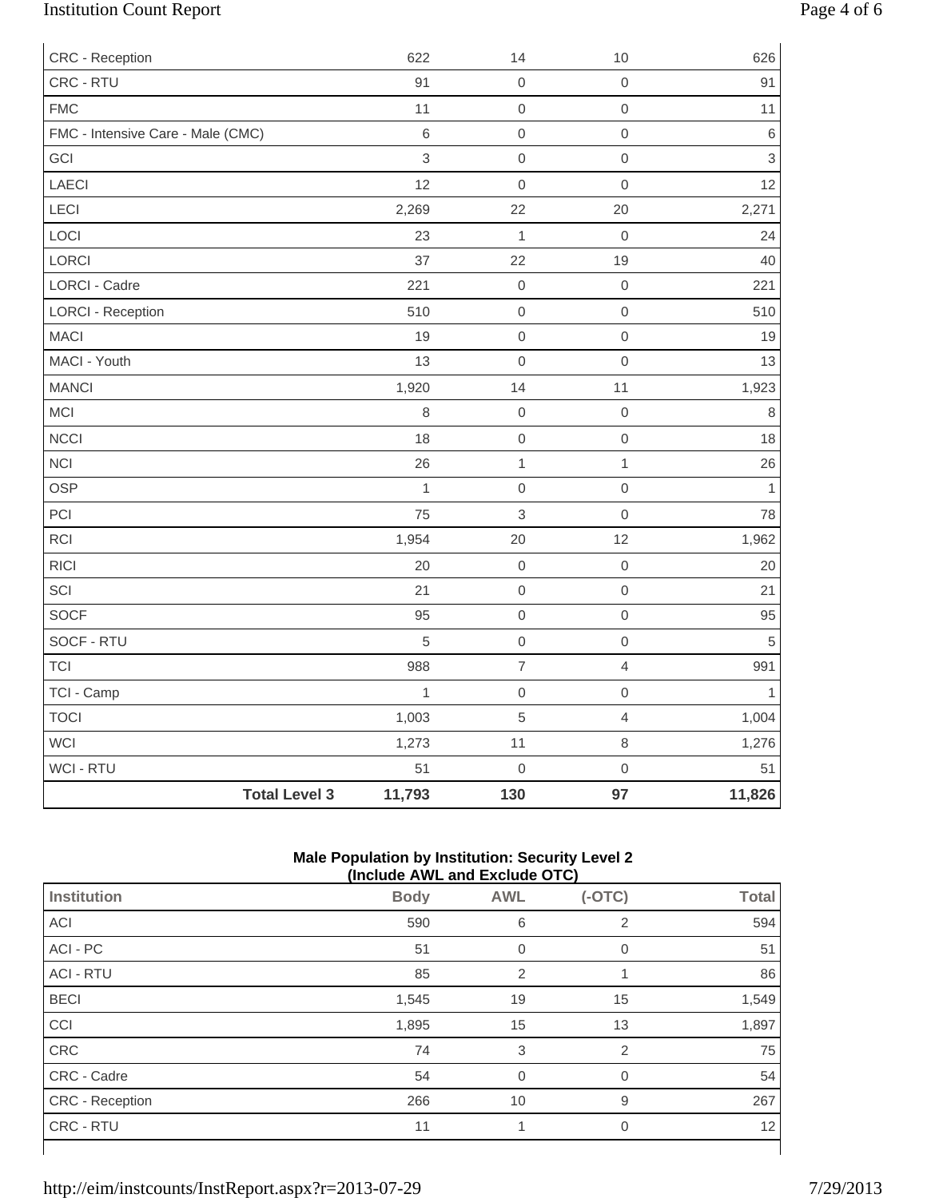| | | | | |
|---|---|---|---|---|
| CRC - Reception | 622 | 14 | 10 | 626 |
| CRC - RTU | 91 | 0 | 0 | 91 |
| FMC | 11 | 0 | 0 | 11 |
| FMC - Intensive Care - Male (CMC) | 6 | 0 | 0 | 6 |
| GCI | 3 | 0 | 0 | 3 |
| LAECI | 12 | 0 | 0 | 12 |
| LECI | 2,269 | 22 | 20 | 2,271 |
| LOCI | 23 | 1 | 0 | 24 |
| LORCI | 37 | 22 | 19 | 40 |
| LORCI - Cadre | 221 | 0 | 0 | 221 |
| LORCI - Reception | 510 | 0 | 0 | 510 |
| MACI | 19 | 0 | 0 | 19 |
| MACI - Youth | 13 | 0 | 0 | 13 |
| MANCI | 1,920 | 14 | 11 | 1,923 |
| MCI | 8 | 0 | 0 | 8 |
| NCCI | 18 | 0 | 0 | 18 |
| NCI | 26 | 1 | 1 | 26 |
| OSP | 1 | 0 | 0 | 1 |
| PCI | 75 | 3 | 0 | 78 |
| RCI | 1,954 | 20 | 12 | 1,962 |
| RICI | 20 | 0 | 0 | 20 |
| SCI | 21 | 0 | 0 | 21 |
| SOCF | 95 | 0 | 0 | 95 |
| SOCF - RTU | 5 | 0 | 0 | 5 |
| TCI | 988 | 7 | 4 | 991 |
| TCI - Camp | 1 | 0 | 0 | 1 |
| TOCI | 1,003 | 5 | 4 | 1,004 |
| WCI | 1,273 | 11 | 8 | 1,276 |
| WCI - RTU | 51 | 0 | 0 | 51 |
| **Total Level 3** | **11,793** | **130** | **97** | **11,826** |

**Male Population by Institution: Security Level 2**
**(Include AWL and Exclude OTC)**

| Institution | Body | AWL | (-OTC) | Total |
|---|---|---|---|---|
| ACI | 590 | 6 | 2 | 594 |
| ACI - PC | 51 | 0 | 0 | 51 |
| ACI - RTU | 85 | 2 | 1 | 86 |
| BECI | 1,545 | 19 | 15 | 1,549 |
| CCI | 1,895 | 15 | 13 | 1,897 |
| CRC | 74 | 3 | 2 | 75 |
| CRC - Cadre | 54 | 0 | 0 | 54 |
| CRC - Reception | 266 | 10 | 9 | 267 |
| CRC - RTU | 11 | 1 | 0 | 12 |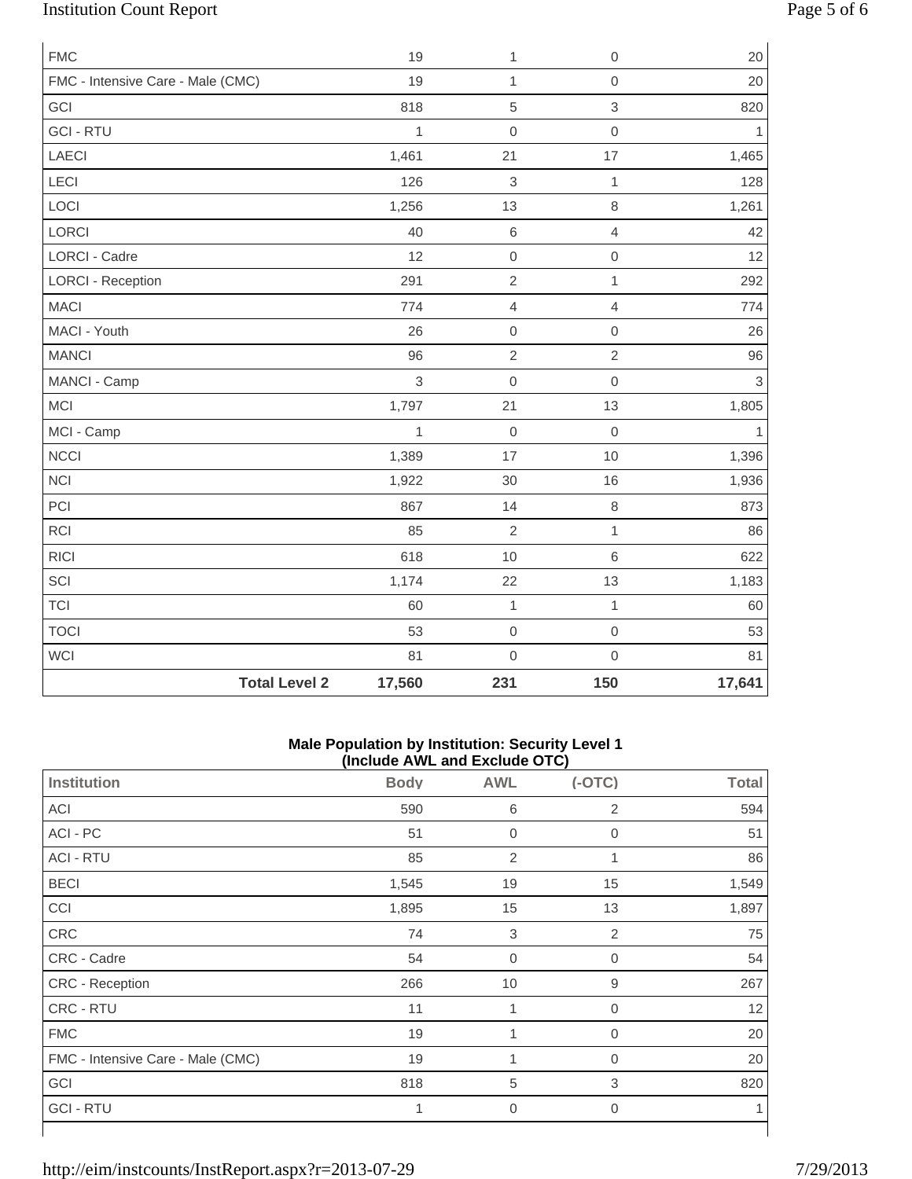| | | | | |
|---|---|---|---|---|
| FMC | 19 | 1 | 0 | 20 |
| FMC - Intensive Care - Male (CMC) | 19 | 1 | 0 | 20 |
| GCI | 818 | 5 | 3 | 820 |
| GCI - RTU | 1 | 0 | 0 | 1 |
| LAECI | 1,461 | 21 | 17 | 1,465 |
| LECI | 126 | 3 | 1 | 128 |
| LOCI | 1,256 | 13 | 8 | 1,261 |
| LORCI | 40 | 6 | 4 | 42 |
| LORCI - Cadre | 12 | 0 | 0 | 12 |
| LORCI - Reception | 291 | 2 | 1 | 292 |
| MACI | 774 | 4 | 4 | 774 |
| MACI - Youth | 26 | 0 | 0 | 26 |
| MANCI | 96 | 2 | 2 | 96 |
| MANCI - Camp | 3 | 0 | 0 | 3 |
| MCI | 1,797 | 21 | 13 | 1,805 |
| MCI - Camp | 1 | 0 | 0 | 1 |
| NCCI | 1,389 | 17 | 10 | 1,396 |
| NCI | 1,922 | 30 | 16 | 1,936 |
| PCI | 867 | 14 | 8 | 873 |
| RCI | 85 | 2 | 1 | 86 |
| RICI | 618 | 10 | 6 | 622 |
| SCI | 1,174 | 22 | 13 | 1,183 |
| TCI | 60 | 1 | 1 | 60 |
| TOCI | 53 | 0 | 0 | 53 |
| WCI | 81 | 0 | 0 | 81 |
| **Total Level 2** | **17,560** | **231** | **150** | **17,641** |

**Male Population by Institution: Security Level 1 (Include AWL and Exclude OTC)**

| Institution | Body | AWL | (-OTC) | Total |
|---|---|---|---|---|
| ACI | 590 | 6 | 2 | 594 |
| ACI - PC | 51 | 0 | 0 | 51 |
| ACI - RTU | 85 | 2 | 1 | 86 |
| BECI | 1,545 | 19 | 15 | 1,549 |
| CCI | 1,895 | 15 | 13 | 1,897 |
| CRC | 74 | 3 | 2 | 75 |
| CRC - Cadre | 54 | 0 | 0 | 54 |
| CRC - Reception | 266 | 10 | 9 | 267 |
| CRC - RTU | 11 | 1 | 0 | 12 |
| FMC | 19 | 1 | 0 | 20 |
| FMC - Intensive Care - Male (CMC) | 19 | 1 | 0 | 20 |
| GCI | 818 | 5 | 3 | 820 |
| GCI - RTU | 1 | 0 | 0 | 1 |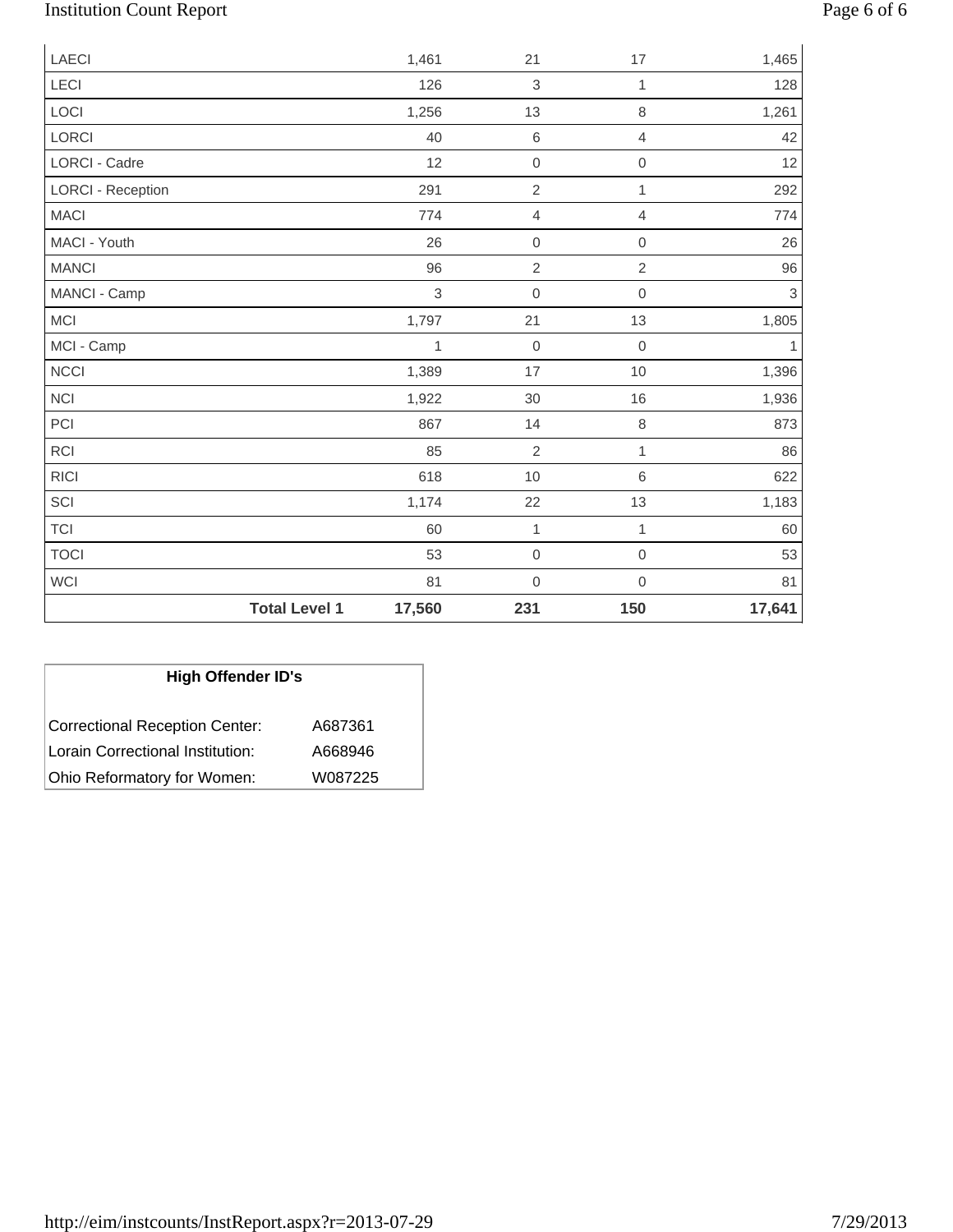| | | | | |
|---|---|---|---|---|
| LAECI | 1,461 | 21 | 17 | 1,465 |
| LECI | 126 | 3 | 1 | 128 |
| LOCI | 1,256 | 13 | 8 | 1,261 |
| LORCI | 40 | 6 | 4 | 42 |
| LORCI - Cadre | 12 | 0 | 0 | 12 |
| LORCI - Reception | 291 | 2 | 1 | 292 |
| MACI | 774 | 4 | 4 | 774 |
| MACI - Youth | 26 | 0 | 0 | 26 |
| MANCI | 96 | 2 | 2 | 96 |
| MANCI - Camp | 3 | 0 | 0 | 3 |
| MCI | 1,797 | 21 | 13 | 1,805 |
| MCI - Camp | 1 | 0 | 0 | 1 |
| NCCI | 1,389 | 17 | 10 | 1,396 |
| NCI | 1,922 | 30 | 16 | 1,936 |
| PCI | 867 | 14 | 8 | 873 |
| RCI | 85 | 2 | 1 | 86 |
| RICI | 618 | 10 | 6 | 622 |
| SCI | 1,174 | 22 | 13 | 1,183 |
| TCI | 60 | 1 | 1 | 60 |
| TOCI | 53 | 0 | 0 | 53 |
| WCI | 81 | 0 | 0 | 81 |
| **Total Level 1** | **17,560** | **231** | **150** | **17,641** |

| High Offender ID's | |
|---|---|
| Correctional Reception Center: | A687361 |
| Lorain Correctional Institution: | A668946 |
| Ohio Reformatory for Women: | W087225 |